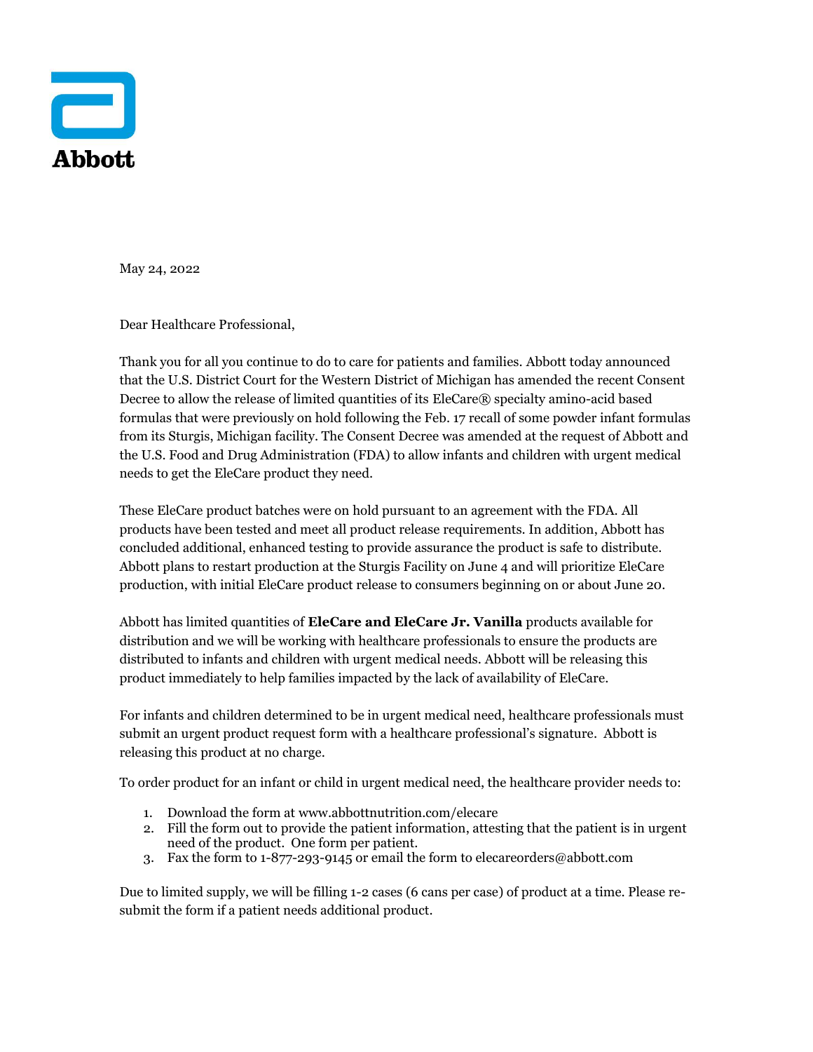Abbott

May 24, 2022

Dear Healthcare Professional,

Thank you for all you continue to do to care for patients and families. Abbott today announced that the U.S. District Court for the Western District of Michigan has amended the recent Consent Decree to allow the release of limited quantities of its EleCare® specialty amino-acid based formulas that were previously on hold following the Feb. 17 recall of some powder infant formulas from its Sturgis, Michigan facility. The Consent Decree was amended at the request of Abbott and the U.S. Food and Drug Administration (FDA) to allow infants and children with urgent medical needs to get the EleCare product they need.

These EleCare product batches were on hold pursuant to an agreement with the FDA. All products have been tested and meet all product release requirements. In addition, Abbott has concluded additional, enhanced testing to provide assurance the product is safe to distribute. Abbott plans to restart production at the Sturgis Facility on June 4 and will prioritize EleCare production, with initial EleCare product release to consumers beginning on or about June 20.

Abbott has limited quantities of **EleCare and EleCare Jr. Vanilla** products available for distribution and we will be working with healthcare professionals to ensure the products are distributed to infants and children with urgent medical needs. Abbott will be releasing this product immediately to help families impacted by the lack of availability of EleCare.

For infants and children determined to be in urgent medical need, healthcare professionals must submit an urgent product request form with a healthcare professional's signature. Abbott is releasing this product at no charge.

To order product for an infant or child in urgent medical need, the healthcare provider needs to:

1. Download the form at www.abbottnutrition.com/elecare
2. Fill the form out to provide the patient information, attesting that the patient is in urgent need of the product. One form per patient.
3. Fax the form to 1-877-293-9145 or email the form to elecareorders@abbott.com

Due to limited supply, we will be filling 1-2 cases (6 cans per case) of product at a time. Please re-submit the form if a patient needs additional product.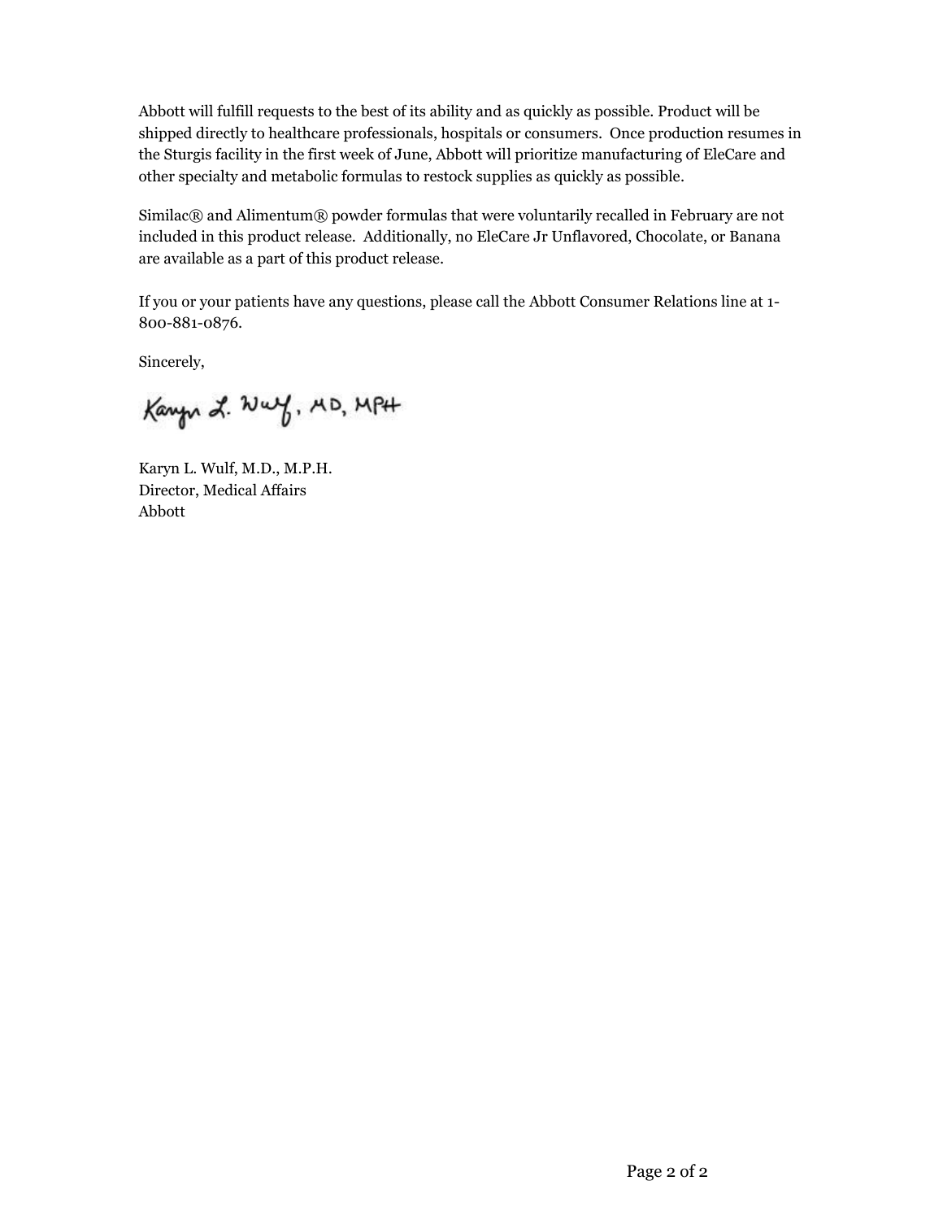Abbott will fulfill requests to the best of its ability and as quickly as possible. Product will be shipped directly to healthcare professionals, hospitals or consumers. Once production resumes in the Sturgis facility in the first week of June, Abbott will prioritize manufacturing of EleCare and other specialty and metabolic formulas to restock supplies as quickly as possible.

Similac® and Alimentum® powder formulas that were voluntarily recalled in February are not included in this product release. Additionally, no EleCare Jr Unflavored, Chocolate, or Banana are available as a part of this product release.

If you or your patients have any questions, please call the Abbott Consumer Relations line at 1-800-881-0876.

Sincerely,

Karyn L. Wulf, MD, MPH

Karyn L. Wulf, M.D., M.P.H.
Director, Medical Affairs
Abbott